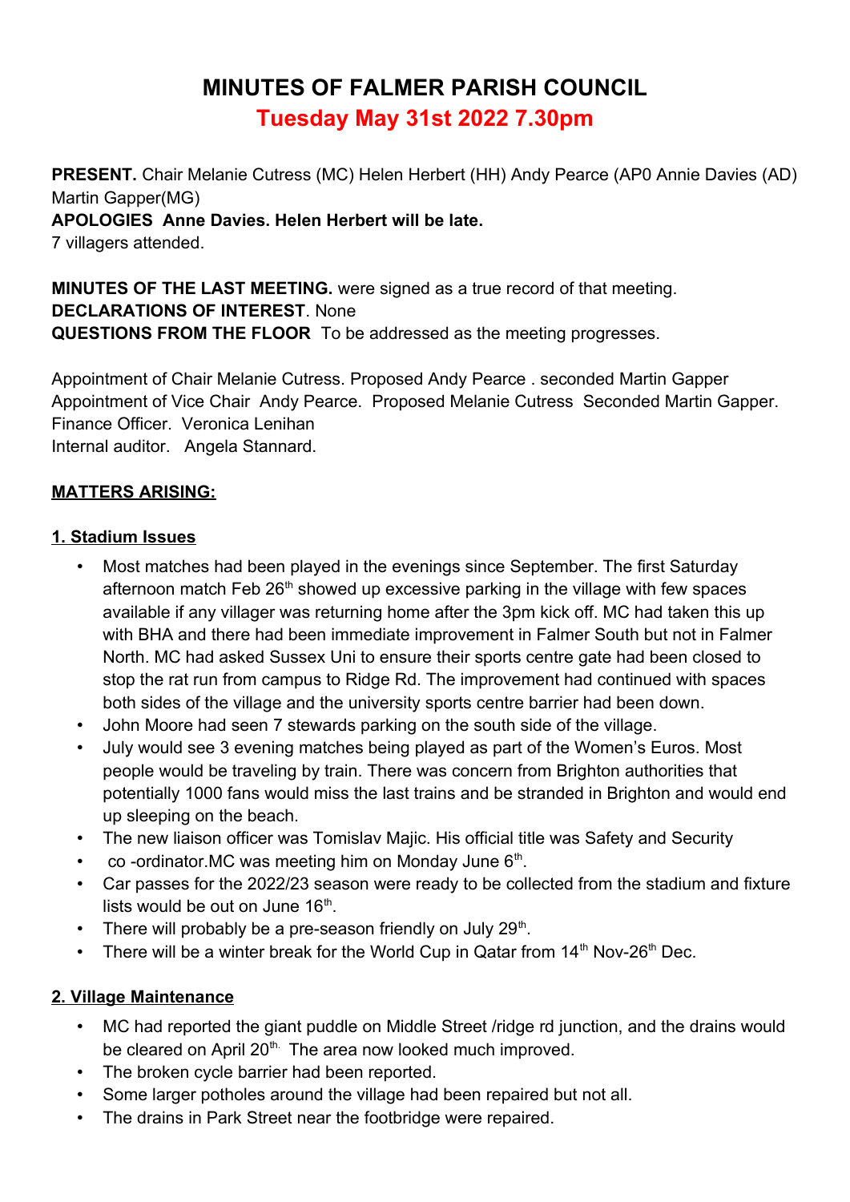# MINUTES OF FALMER PARISH COUNCIL

## Tuesday May 31st 2022 7.30pm

**PRESENT.** Chair Melanie Cutress (MC) Helen Herbert (HH) Andy Pearce (AP0 Annie Davies (AD) Martin Gapper(MG)

**APOLOGIES Anne Davies. Helen Herbert will be late.**

7 villagers attended.

**MINUTES OF THE LAST MEETING.** were signed as a true record of that meeting.

**DECLARATIONS OF INTEREST**. None

**QUESTIONS FROM THE FLOOR** To be addressed as the meeting progresses.

Appointment of Chair Melanie Cutress. Proposed Andy Pearce . seconded Martin Gapper

Appointment of Vice Chair Andy Pearce. Proposed Melanie Cutress Seconded Martin Gapper.

Finance Officer. Veronica Lenihan

Internal auditor. Angela Stannard.

**MATTERS ARISING:**

**1. Stadium Issues**

- Most matches had been played in the evenings since September. The first Saturday afternoon match Feb 26th showed up excessive parking in the village with few spaces available if any villager was returning home after the 3pm kick off. MC had taken this up with BHA and there had been immediate improvement in Falmer South but not in Falmer North. MC had asked Sussex Uni to ensure their sports centre gate had been closed to stop the rat run from campus to Ridge Rd. The improvement had continued with spaces both sides of the village and the university sports centre barrier had been down.
- John Moore had seen 7 stewards parking on the south side of the village.
- July would see 3 evening matches being played as part of the Women's Euros. Most people would be traveling by train. There was concern from Brighton authorities that potentially 1000 fans would miss the last trains and be stranded in Brighton and would end up sleeping on the beach.
- The new liaison officer was Tomislav Majic. His official title was Safety and Security
- co -ordinator.MC was meeting him on Monday June 6th.
- Car passes for the 2022/23 season were ready to be collected from the stadium and fixture lists would be out on June 16th.
- There will probably be a pre-season friendly on July 29th.
- There will be a winter break for the World Cup in Qatar from 14th Nov-26th Dec.

**2. Village Maintenance**

- MC had reported the giant puddle on Middle Street /ridge rd junction, and the drains would be cleared on April 20th. The area now looked much improved.
- The broken cycle barrier had been reported.
- Some larger potholes around the village had been repaired but not all.
- The drains in Park Street near the footbridge were repaired.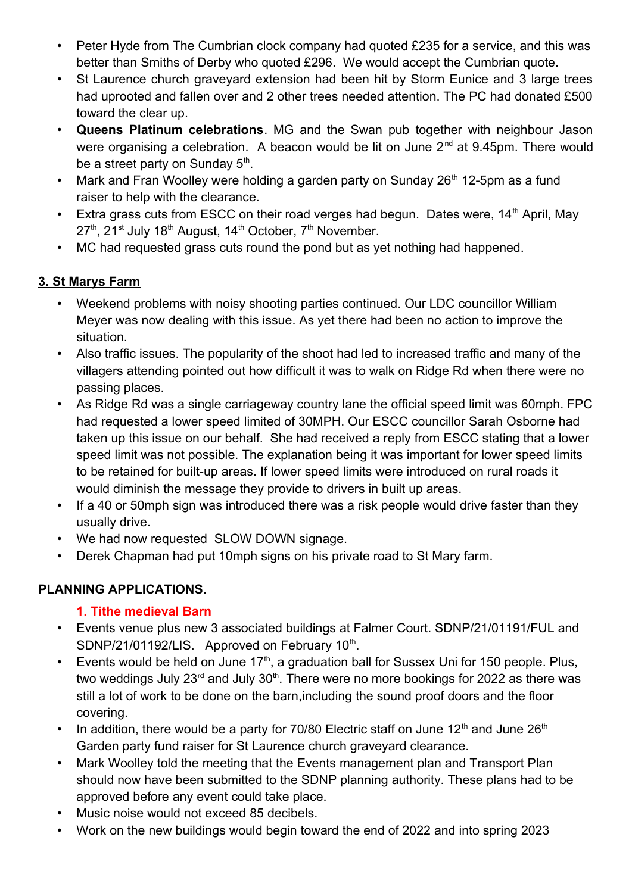- Peter Hyde from The Cumbrian clock company had quoted £235 for a service, and this was better than Smiths of Derby who quoted £296. We would accept the Cumbrian quote.
- St Laurence church graveyard extension had been hit by Storm Eunice and 3 large trees had uprooted and fallen over and 2 other trees needed attention. The PC had donated £500 toward the clear up.
- **Queens Platinum celebrations**. MG and the Swan pub together with neighbour Jason were organising a celebration. A beacon would be lit on June 2nd at 9.45pm. There would be a street party on Sunday 5th.
- Mark and Fran Woolley were holding a garden party on Sunday 26th 12-5pm as a fund raiser to help with the clearance.
- Extra grass cuts from ESCC on their road verges had begun. Dates were, 14th April, May 27th, 21st July 18th August, 14th October, 7th November.
- MC had requested grass cuts round the pond but as yet nothing had happened.

## 3. St Marys Farm

- Weekend problems with noisy shooting parties continued. Our LDC councillor William Meyer was now dealing with this issue. As yet there had been no action to improve the situation.
- Also traffic issues. The popularity of the shoot had led to increased traffic and many of the villagers attending pointed out how difficult it was to walk on Ridge Rd when there were no passing places.
- As Ridge Rd was a single carriageway country lane the official speed limit was 60mph. FPC had requested a lower speed limited of 30MPH. Our ESCC councillor Sarah Osborne had taken up this issue on our behalf. She had received a reply from ESCC stating that a lower speed limit was not possible. The explanation being it was important for lower speed limits to be retained for built-up areas. If lower speed limits were introduced on rural roads it would diminish the message they provide to drivers in built up areas.
- If a 40 or 50mph sign was introduced there was a risk people would drive faster than they usually drive.
- We had now requested SLOW DOWN signage.
- Derek Chapman had put 10mph signs on his private road to St Mary farm.

## PLANNING APPLICATIONS.

### 1. Tithe medieval Barn

- Events venue plus new 3 associated buildings at Falmer Court. SDNP/21/01191/FUL and SDNP/21/01192/LIS. Approved on February 10th.
- Events would be held on June 17th, a graduation ball for Sussex Uni for 150 people. Plus, two weddings July 23rd and July 30th. There were no more bookings for 2022 as there was still a lot of work to be done on the barn,including the sound proof doors and the floor covering.
- In addition, there would be a party for 70/80 Electric staff on June 12th and June 26th Garden party fund raiser for St Laurence church graveyard clearance.
- Mark Woolley told the meeting that the Events management plan and Transport Plan should now have been submitted to the SDNP planning authority. These plans had to be approved before any event could take place.
- Music noise would not exceed 85 decibels.
- Work on the new buildings would begin toward the end of 2022 and into spring 2023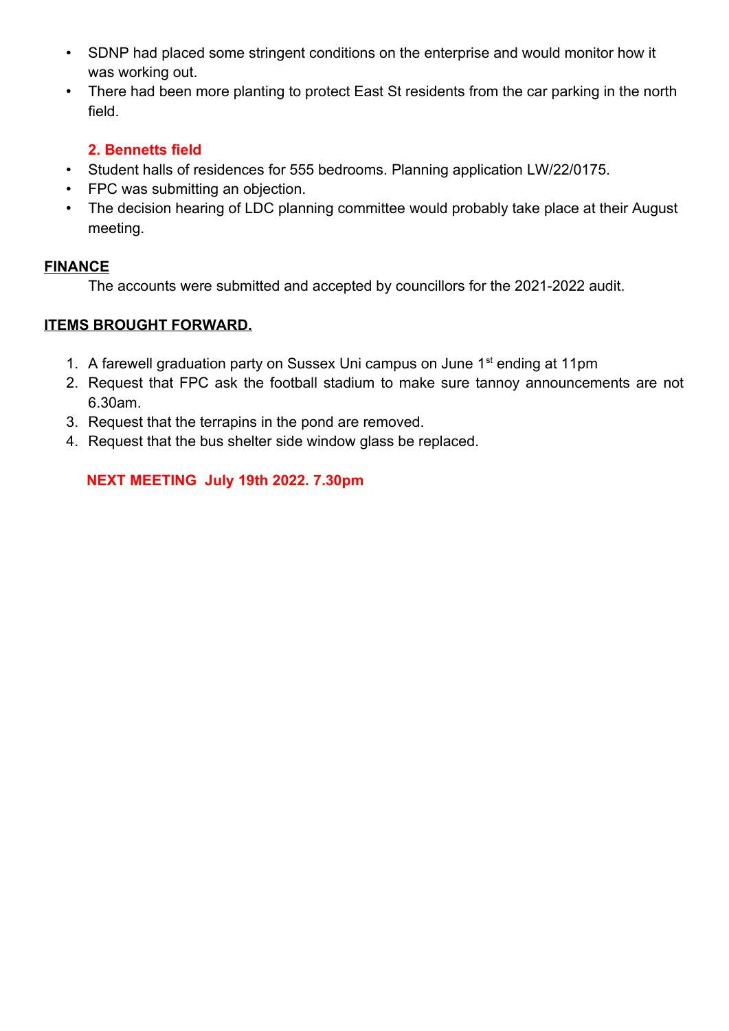- SDNP had placed some stringent conditions on the enterprise and would monitor how it was working out.
- There had been more planting to protect East St residents from the car parking in the north field.

**2. Bennetts field**

- Student halls of residences for 555 bedrooms. Planning application LW/22/0175.
- FPC was submitting an objection.
- The decision hearing of LDC planning committee would probably take place at their August meeting.

**FINANCE**

The accounts were submitted and accepted by councillors for the 2021-2022 audit.

**ITEMS BROUGHT FORWARD.**

1. A farewell graduation party on Sussex Uni campus on June 1st ending at 11pm
2. Request that FPC ask the football stadium to make sure tannoy announcements are not 6.30am.
3. Request that the terrapins in the pond are removed.
4. Request that the bus shelter side window glass be replaced.

**NEXT MEETING July 19th 2022. 7.30pm**